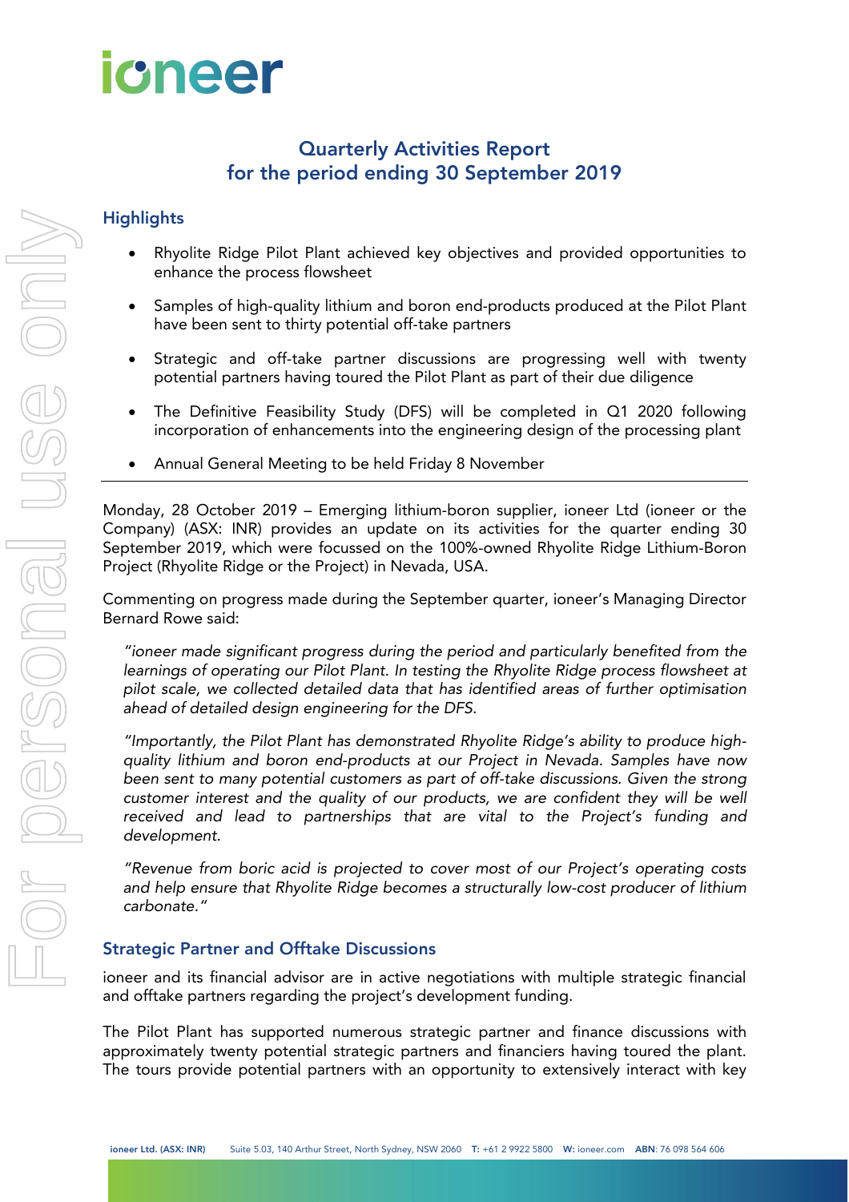# Quarterly Activities Report for the period ending 30 September 2019

## Highlights

- Rhyolite Ridge Pilot Plant achieved key objectives and provided opportunities to enhance the process flowsheet
- Samples of high-quality lithium and boron end-products produced at the Pilot Plant have been sent to thirty potential off-take partners
- Strategic and off-take partner discussions are progressing well with twenty potential partners having toured the Pilot Plant as part of their due diligence
- The Definitive Feasibility Study (DFS) will be completed in Q1 2020 following incorporation of enhancements into the engineering design of the processing plant
- Annual General Meeting to be held Friday 8 November

---

Monday, 28 October 2019 – Emerging lithium-boron supplier, ioneer Ltd (ioneer or the Company) (ASX: INR) provides an update on its activities for the quarter ending 30 September 2019, which were focussed on the 100%-owned Rhyolite Ridge Lithium-Boron Project (Rhyolite Ridge or the Project) in Nevada, USA.

Commenting on progress made during the September quarter, ioneer's Managing Director Bernard Rowe said:

> *"ioneer made significant progress during the period and particularly benefited from the learnings of operating our Pilot Plant. In testing the Rhyolite Ridge process flowsheet at pilot scale, we collected detailed data that has identified areas of further optimisation ahead of detailed design engineering for the DFS.*
>
> *"Importantly, the Pilot Plant has demonstrated Rhyolite Ridge's ability to produce high-quality lithium and boron end-products at our Project in Nevada. Samples have now been sent to many potential customers as part of off-take discussions. Given the strong customer interest and the quality of our products, we are confident they will be well received and lead to partnerships that are vital to the Project's funding and development.*
>
> *"Revenue from boric acid is projected to cover most of our Project's operating costs and help ensure that Rhyolite Ridge becomes a structurally low-cost producer of lithium carbonate."*

## Strategic Partner and Offtake Discussions

ioneer and its financial advisor are in active negotiations with multiple strategic financial and offtake partners regarding the project's development funding.

The Pilot Plant has supported numerous strategic partner and finance discussions with approximately twenty potential strategic partners and financiers having toured the plant. The tours provide potential partners with an opportunity to extensively interact with key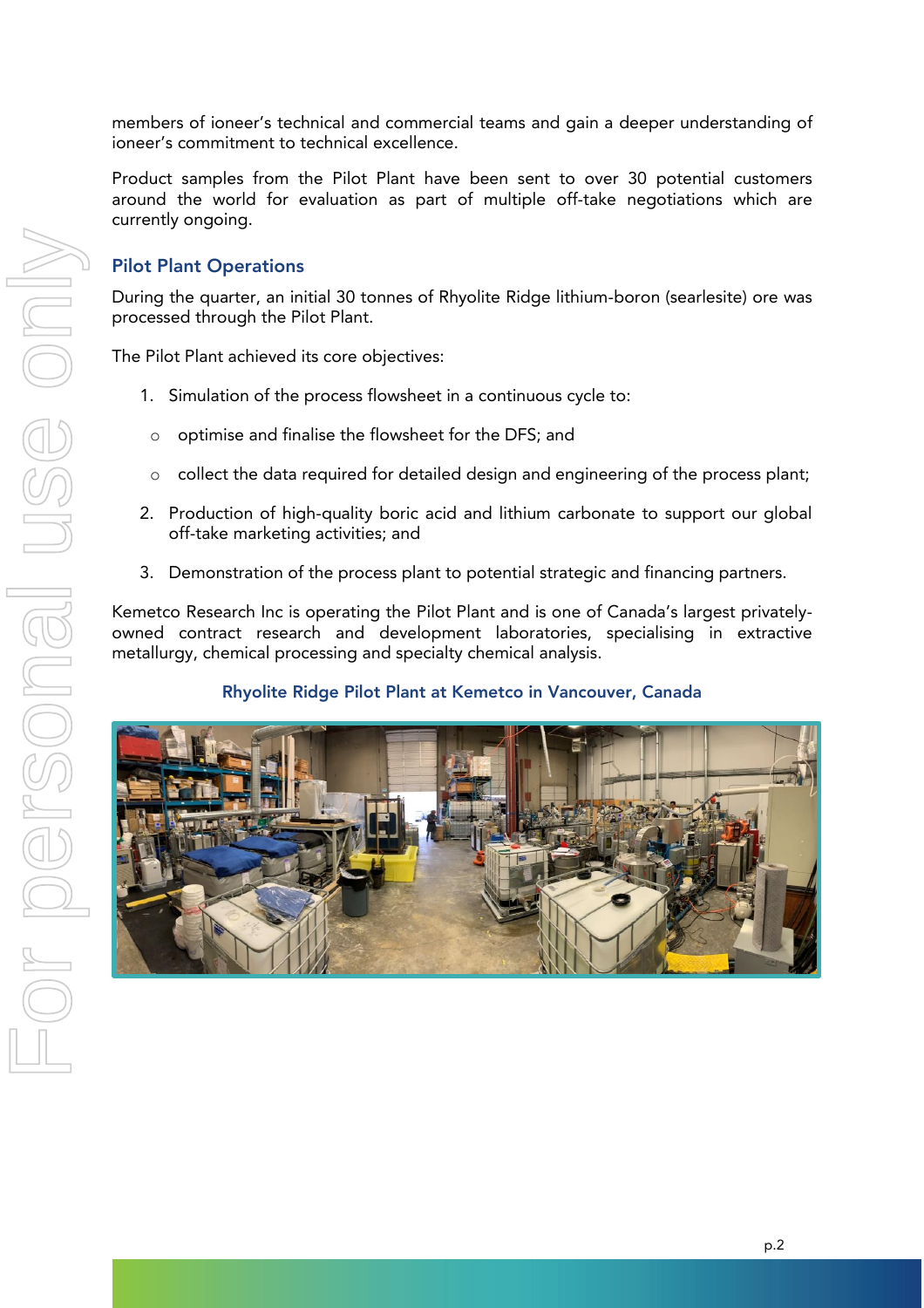members of ioneer's technical and commercial teams and gain a deeper understanding of ioneer's commitment to technical excellence.

Product samples from the Pilot Plant have been sent to over 30 potential customers around the world for evaluation as part of multiple off-take negotiations which are currently ongoing.

## Pilot Plant Operations

During the quarter, an initial 30 tonnes of Rhyolite Ridge lithium-boron (searlesite) ore was processed through the Pilot Plant.

The Pilot Plant achieved its core objectives:

1. Simulation of the process flowsheet in a continuous cycle to:
   - optimise and finalise the flowsheet for the DFS; and
   - collect the data required for detailed design and engineering of the process plant;
2. Production of high-quality boric acid and lithium carbonate to support our global off-take marketing activities; and
3. Demonstration of the process plant to potential strategic and financing partners.

Kemetco Research Inc is operating the Pilot Plant and is one of Canada's largest privately-owned contract research and development laboratories, specialising in extractive metallurgy, chemical processing and specialty chemical analysis.

**Rhyolite Ridge Pilot Plant at Kemetco in Vancouver, Canada**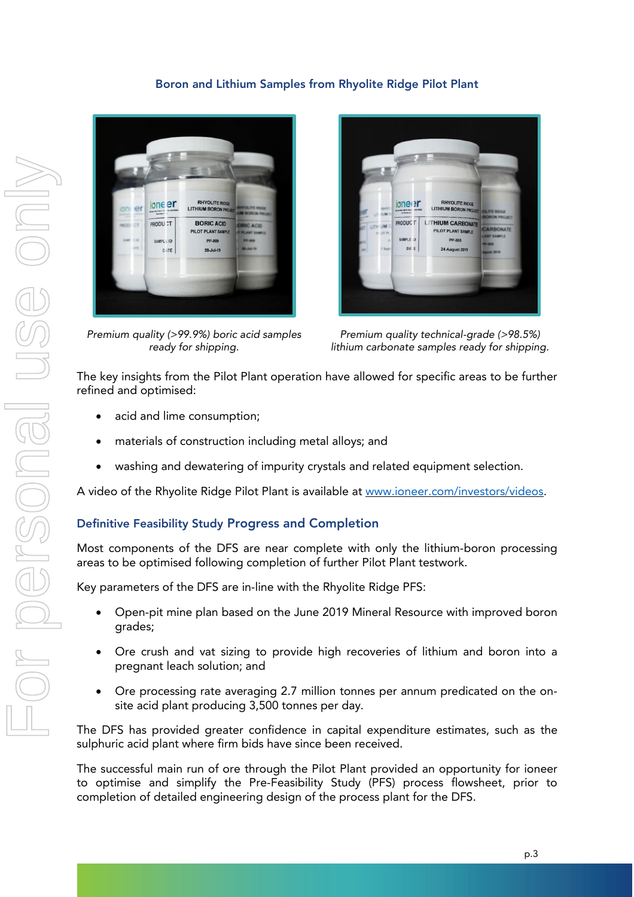### Boron and Lithium Samples from Rhyolite Ridge Pilot Plant

*Premium quality (>99.9%) boric acid samples ready for shipping.*

*Premium quality technical-grade (>98.5%) lithium carbonate samples ready for shipping.*

The key insights from the Pilot Plant operation have allowed for specific areas to be further refined and optimised:

- acid and lime consumption;
- materials of construction including metal alloys; and
- washing and dewatering of impurity crystals and related equipment selection.

A video of the Rhyolite Ridge Pilot Plant is available at www.ioneer.com/investors/videos.

### Definitive Feasibility Study Progress and Completion

Most components of the DFS are near complete with only the lithium-boron processing areas to be optimised following completion of further Pilot Plant testwork.

Key parameters of the DFS are in-line with the Rhyolite Ridge PFS:

- Open-pit mine plan based on the June 2019 Mineral Resource with improved boron grades;
- Ore crush and vat sizing to provide high recoveries of lithium and boron into a pregnant leach solution; and
- Ore processing rate averaging 2.7 million tonnes per annum predicated on the on-site acid plant producing 3,500 tonnes per day.

The DFS has provided greater confidence in capital expenditure estimates, such as the sulphuric acid plant where firm bids have since been received.

The successful main run of ore through the Pilot Plant provided an opportunity for ioneer to optimise and simplify the Pre-Feasibility Study (PFS) process flowsheet, prior to completion of detailed engineering design of the process plant for the DFS.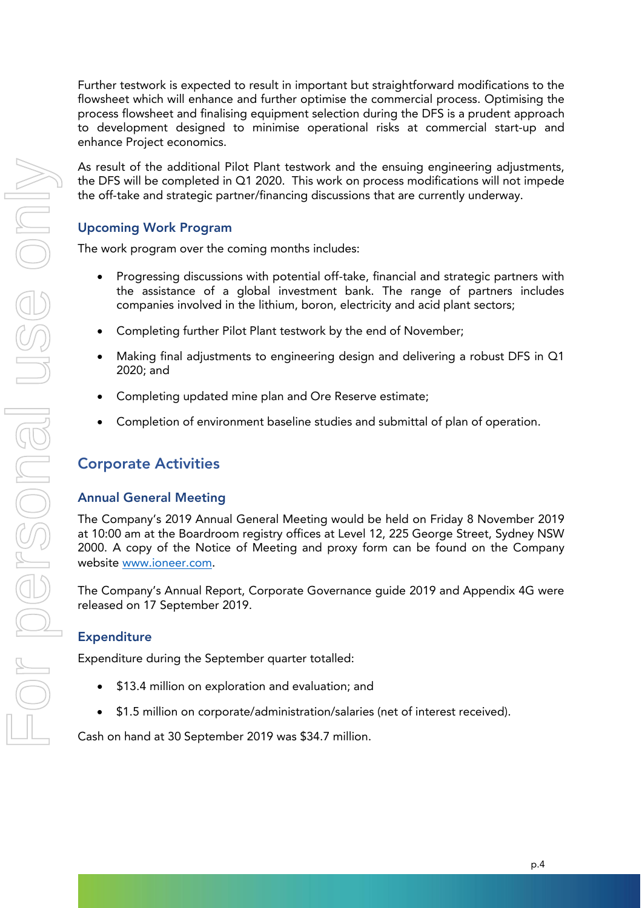Further testwork is expected to result in important but straightforward modifications to the flowsheet which will enhance and further optimise the commercial process. Optimising the process flowsheet and finalising equipment selection during the DFS is a prudent approach to development designed to minimise operational risks at commercial start-up and enhance Project economics.

As result of the additional Pilot Plant testwork and the ensuing engineering adjustments, the DFS will be completed in Q1 2020. This work on process modifications will not impede the off-take and strategic partner/financing discussions that are currently underway.

### Upcoming Work Program

The work program over the coming months includes:

- Progressing discussions with potential off-take, financial and strategic partners with the assistance of a global investment bank. The range of partners includes companies involved in the lithium, boron, electricity and acid plant sectors;
- Completing further Pilot Plant testwork by the end of November;
- Making final adjustments to engineering design and delivering a robust DFS in Q1 2020; and
- Completing updated mine plan and Ore Reserve estimate;
- Completion of environment baseline studies and submittal of plan of operation.

## Corporate Activities

### Annual General Meeting

The Company's 2019 Annual General Meeting would be held on Friday 8 November 2019 at 10:00 am at the Boardroom registry offices at Level 12, 225 George Street, Sydney NSW 2000. A copy of the Notice of Meeting and proxy form can be found on the Company website www.ioneer.com.

The Company's Annual Report, Corporate Governance guide 2019 and Appendix 4G were released on 17 September 2019.

### Expenditure

Expenditure during the September quarter totalled:

- $13.4 million on exploration and evaluation; and
- $1.5 million on corporate/administration/salaries (net of interest received).

Cash on hand at 30 September 2019 was $34.7 million.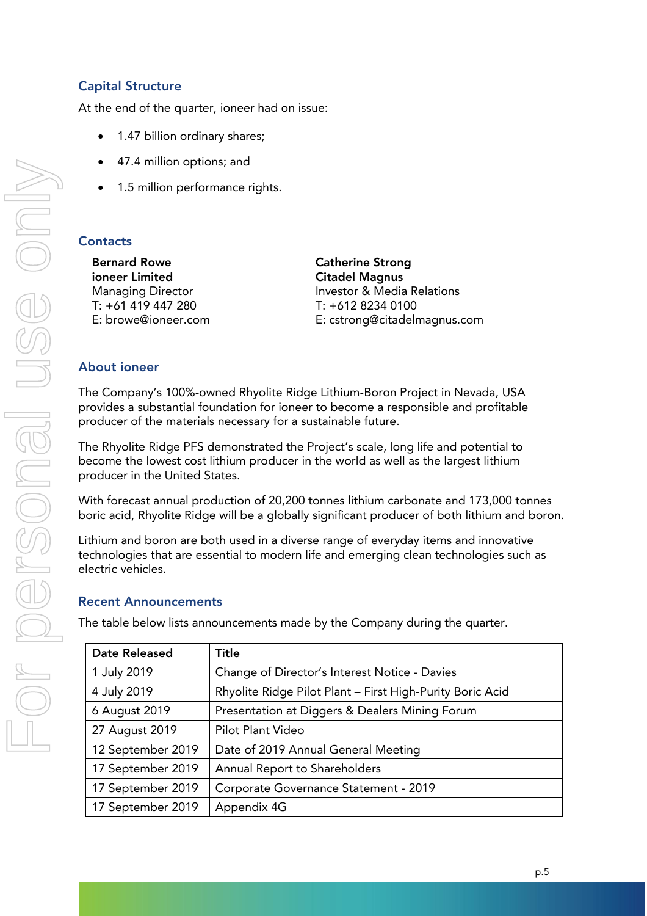## Capital Structure

At the end of the quarter, ioneer had on issue:

- 1.47 billion ordinary shares;
- 47.4 million options; and
- 1.5 million performance rights.

## Contacts

**Bernard Rowe**
**ioneer Limited**
Managing Director
T: +61 419 447 280
E: browe@ioneer.com

**Catherine Strong**
**Citadel Magnus**
Investor & Media Relations
T: +612 8234 0100
E: cstrong@citadelmagnus.com

## About ioneer

The Company's 100%-owned Rhyolite Ridge Lithium-Boron Project in Nevada, USA provides a substantial foundation for ioneer to become a responsible and profitable producer of the materials necessary for a sustainable future.

The Rhyolite Ridge PFS demonstrated the Project's scale, long life and potential to become the lowest cost lithium producer in the world as well as the largest lithium producer in the United States.

With forecast annual production of 20,200 tonnes lithium carbonate and 173,000 tonnes boric acid, Rhyolite Ridge will be a globally significant producer of both lithium and boron.

Lithium and boron are both used in a diverse range of everyday items and innovative technologies that are essential to modern life and emerging clean technologies such as electric vehicles.

## Recent Announcements

The table below lists announcements made by the Company during the quarter.

| Date Released | Title |
|---|---|
| 1 July 2019 | Change of Director's Interest Notice - Davies |
| 4 July 2019 | Rhyolite Ridge Pilot Plant – First High-Purity Boric Acid |
| 6 August 2019 | Presentation at Diggers & Dealers Mining Forum |
| 27 August 2019 | Pilot Plant Video |
| 12 September 2019 | Date of 2019 Annual General Meeting |
| 17 September 2019 | Annual Report to Shareholders |
| 17 September 2019 | Corporate Governance Statement - 2019 |
| 17 September 2019 | Appendix 4G |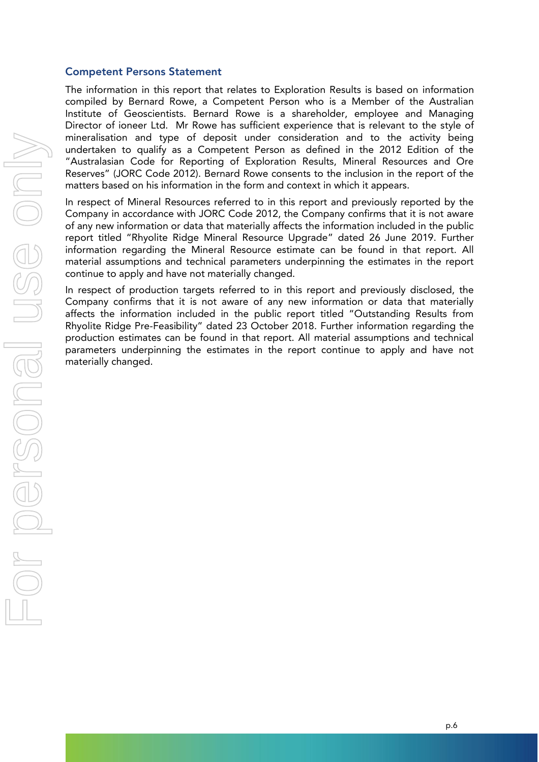## Competent Persons Statement

The information in this report that relates to Exploration Results is based on information compiled by Bernard Rowe, a Competent Person who is a Member of the Australian Institute of Geoscientists. Bernard Rowe is a shareholder, employee and Managing Director of ioneer Ltd. Mr Rowe has sufficient experience that is relevant to the style of mineralisation and type of deposit under consideration and to the activity being undertaken to qualify as a Competent Person as defined in the 2012 Edition of the "Australasian Code for Reporting of Exploration Results, Mineral Resources and Ore Reserves" (JORC Code 2012). Bernard Rowe consents to the inclusion in the report of the matters based on his information in the form and context in which it appears.

In respect of Mineral Resources referred to in this report and previously reported by the Company in accordance with JORC Code 2012, the Company confirms that it is not aware of any new information or data that materially affects the information included in the public report titled "Rhyolite Ridge Mineral Resource Upgrade" dated 26 June 2019. Further information regarding the Mineral Resource estimate can be found in that report. All material assumptions and technical parameters underpinning the estimates in the report continue to apply and have not materially changed.

In respect of production targets referred to in this report and previously disclosed, the Company confirms that it is not aware of any new information or data that materially affects the information included in the public report titled "Outstanding Results from Rhyolite Ridge Pre-Feasibility" dated 23 October 2018. Further information regarding the production estimates can be found in that report. All material assumptions and technical parameters underpinning the estimates in the report continue to apply and have not materially changed.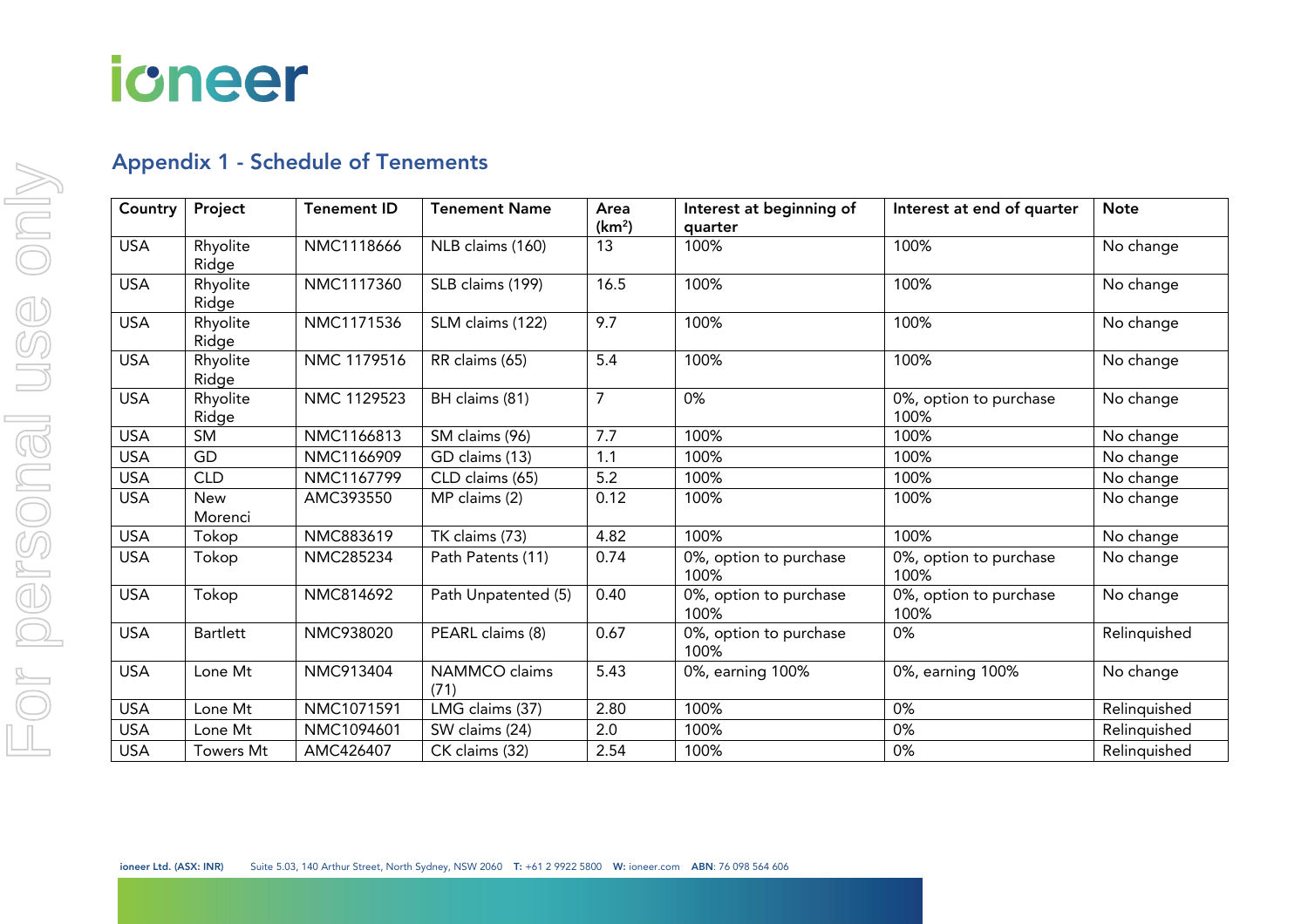## Appendix 1 - Schedule of Tenements

| Country | Project | Tenement ID | Tenement Name | Area (km$^2$) | Interest at beginning of quarter | Interest at end of quarter | Note |
|---|---|---|---|---|---|---|---|
| USA | Rhyolite Ridge | NMC1118666 | NLB claims (160) | 13 | 100% | 100% | No change |
| USA | Rhyolite Ridge | NMC1117360 | SLB claims (199) | 16.5 | 100% | 100% | No change |
| USA | Rhyolite Ridge | NMC1171536 | SLM claims (122) | 9.7 | 100% | 100% | No change |
| USA | Rhyolite Ridge | NMC 1179516 | RR claims (65) | 5.4 | 100% | 100% | No change |
| USA | Rhyolite Ridge | NMC 1129523 | BH claims (81) | 7 | 0% | 0%, option to purchase 100% | No change |
| USA | SM | NMC1166813 | SM claims (96) | 7.7 | 100% | 100% | No change |
| USA | GD | NMC1166909 | GD claims (13) | 1.1 | 100% | 100% | No change |
| USA | CLD | NMC1167799 | CLD claims (65) | 5.2 | 100% | 100% | No change |
| USA | New Morenci | AMC393550 | MP claims (2) | 0.12 | 100% | 100% | No change |
| USA | Tokop | NMC883619 | TK claims (73) | 4.82 | 100% | 100% | No change |
| USA | Tokop | NMC285234 | Path Patents (11) | 0.74 | 0%, option to purchase 100% | 0%, option to purchase 100% | No change |
| USA | Tokop | NMC814692 | Path Unpatented (5) | 0.40 | 0%, option to purchase 100% | 0%, option to purchase 100% | No change |
| USA | Bartlett | NMC938020 | PEARL claims (8) | 0.67 | 0%, option to purchase 100% | 0% | Relinquished |
| USA | Lone Mt | NMC913404 | NAMMCO claims (71) | 5.43 | 0%, earning 100% | 0%, earning 100% | No change |
| USA | Lone Mt | NMC1071591 | LMG claims (37) | 2.80 | 100% | 0% | Relinquished |
| USA | Lone Mt | NMC1094601 | SW claims (24) | 2.0 | 100% | 0% | Relinquished |
| USA | Towers Mt | AMC426407 | CK claims (32) | 2.54 | 100% | 0% | Relinquished |